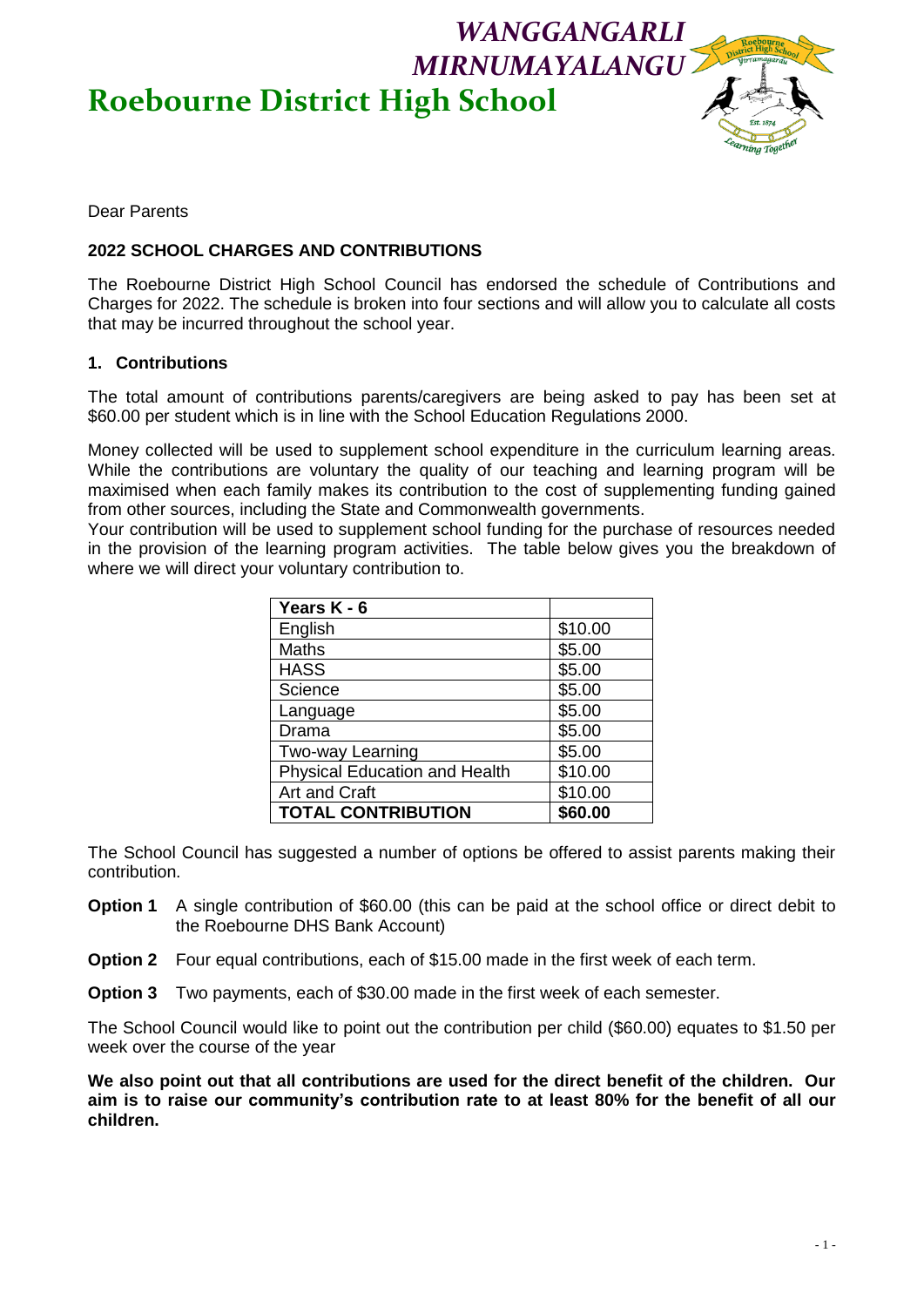# WANGGANGARLI MIRNUMAYALANGU

# Roebourne District High School

Dear Parents

**2022 SCHOOL CHARGES AND CONTRIBUTIONS**

The Roebourne District High School Council has endorsed the schedule of Contributions and Charges for 2022. The schedule is broken into four sections and will allow you to calculate all costs that may be incurred throughout the school year.

**1. Contributions**

The total amount of contributions parents/caregivers are being asked to pay has been set at $60.00 per student which is in line with the School Education Regulations 2000.

Money collected will be used to supplement school expenditure in the curriculum learning areas. While the contributions are voluntary the quality of our teaching and learning program will be maximised when each family makes its contribution to the cost of supplementing funding gained from other sources, including the State and Commonwealth governments.
Your contribution will be used to supplement school funding for the purchase of resources needed in the provision of the learning program activities. The table below gives you the breakdown of where we will direct your voluntary contribution to.

| **Years K - 6** | |
|---|---|
| English | $10.00 |
| Maths | $5.00 |
| HASS | $5.00 |
| Science | $5.00 |
| Language | $5.00 |
| Drama | $5.00 |
| Two-way Learning | $5.00 |
| Physical Education and Health | $10.00 |
| Art and Craft | $10.00 |
| **TOTAL CONTRIBUTION** | **$60.00** |

The School Council has suggested a number of options be offered to assist parents making their contribution.

**Option 1** A single contribution of $60.00 (this can be paid at the school office or direct debit to the Roebourne DHS Bank Account)

**Option 2** Four equal contributions, each of $15.00 made in the first week of each term.

**Option 3** Two payments, each of $30.00 made in the first week of each semester.

The School Council would like to point out the contribution per child ($60.00) equates to $1.50 per week over the course of the year

**We also point out that all contributions are used for the direct benefit of the children. Our aim is to raise our community's contribution rate to at least 80% for the benefit of all our children.**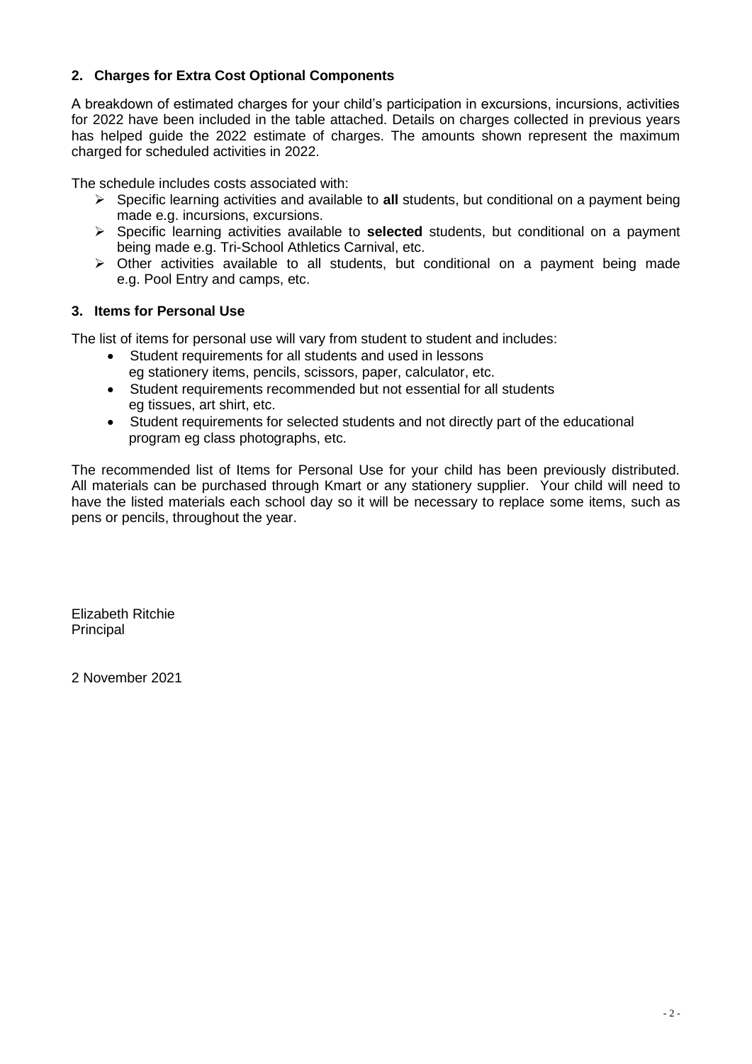## 2. Charges for Extra Cost Optional Components

A breakdown of estimated charges for your child's participation in excursions, incursions, activities for 2022 have been included in the table attached. Details on charges collected in previous years has helped guide the 2022 estimate of charges. The amounts shown represent the maximum charged for scheduled activities in 2022.

The schedule includes costs associated with:

- Specific learning activities and available to **all** students, but conditional on a payment being made e.g. incursions, excursions.
- Specific learning activities available to **selected** students, but conditional on a payment being made e.g. Tri-School Athletics Carnival, etc.
- Other activities available to all students, but conditional on a payment being made e.g. Pool Entry and camps, etc.

## 3. Items for Personal Use

The list of items for personal use will vary from student to student and includes:

- Student requirements for all students and used in lessons eg stationery items, pencils, scissors, paper, calculator, etc.
- Student requirements recommended but not essential for all students eg tissues, art shirt, etc.
- Student requirements for selected students and not directly part of the educational program eg class photographs, etc.

The recommended list of Items for Personal Use for your child has been previously distributed. All materials can be purchased through Kmart or any stationery supplier. Your child will need to have the listed materials each school day so it will be necessary to replace some items, such as pens or pencils, throughout the year.

Elizabeth Ritchie
Principal

2 November 2021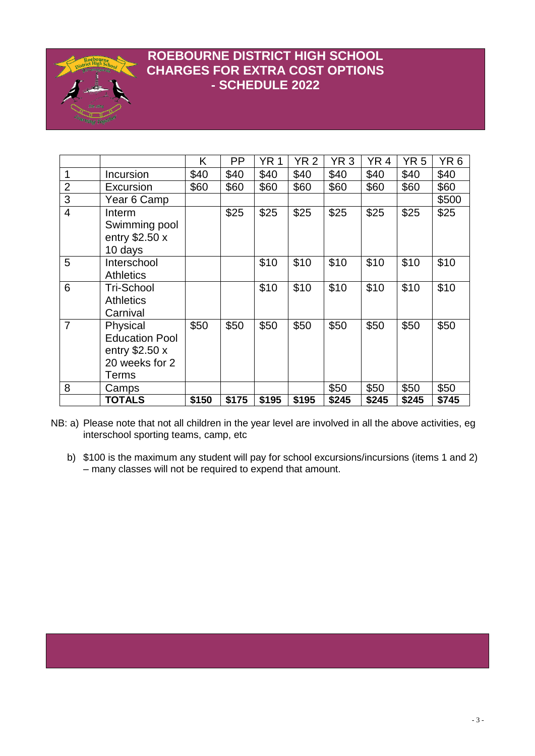# ROEBOURNE DISTRICT HIGH SCHOOL CHARGES FOR EXTRA COST OPTIONS - SCHEDULE 2022

| | | K | PP | YR 1 | YR 2 | YR 3 | YR 4 | YR 5 | YR 6 |
|---|---|---|---|---|---|---|---|---|---|
| 1 | Incursion | $40 | $40 | $40 | $40 | $40 | $40 | $40 | $40 |
| 2 | Excursion | $60 | $60 | $60 | $60 | $60 | $60 | $60 | $60 |
| 3 | Year 6 Camp | | | | | | | | $500 |
| 4 | Interm Swimming pool entry $2.50 x 10 days | | $25 | $25 | $25 | $25 | $25 | $25 | $25 |
| 5 | Interschool Athletics | | | $10 | $10 | $10 | $10 | $10 | $10 |
| 6 | Tri-School Athletics Carnival | | | $10 | $10 | $10 | $10 | $10 | $10 |
| 7 | Physical Education Pool entry $2.50 x 20 weeks for 2 Terms | $50 | $50 | $50 | $50 | $50 | $50 | $50 | $50 |
| 8 | Camps | | | | | $50 | $50 | $50 | $50 |
| | **TOTALS** | **$150** | **$175** | **$195** | **$195** | **$245** | **$245** | **$245** | **$745** |

NB: a) Please note that not all children in the year level are involved in all the above activities, eg interschool sporting teams, camp, etc

b) $100 is the maximum any student will pay for school excursions/incursions (items 1 and 2) – many classes will not be required to expend that amount.